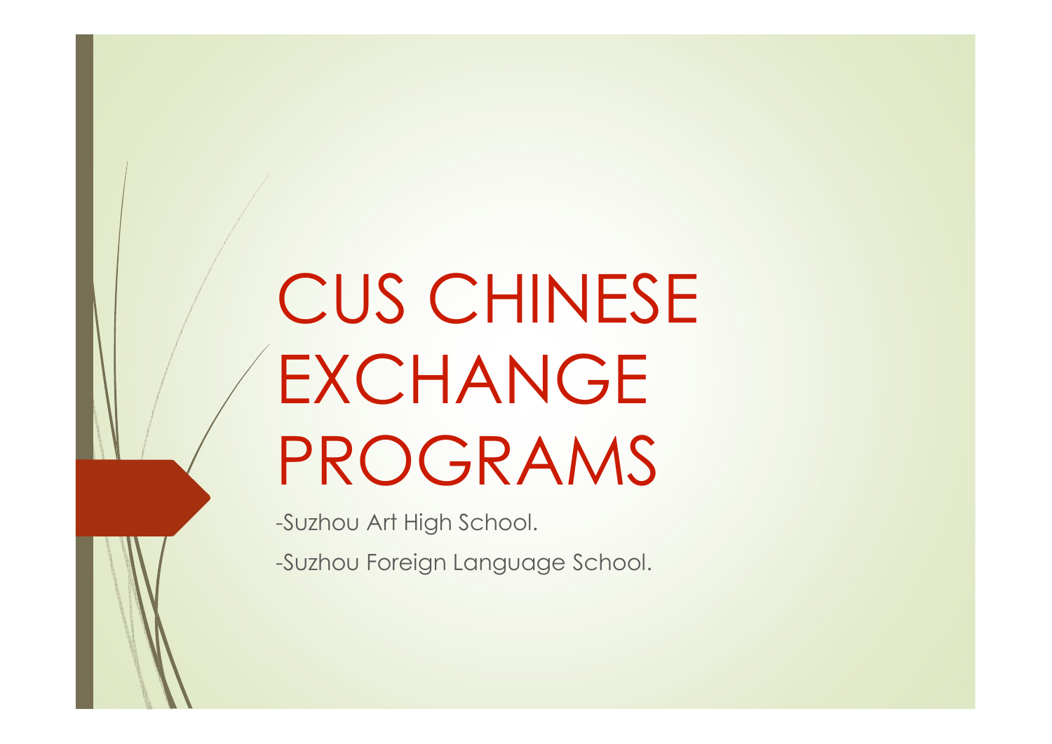# CUS CHINESE EXCHANGE PROGRAMS

-Suzhou Art High School.

-Suzhou Foreign Language School.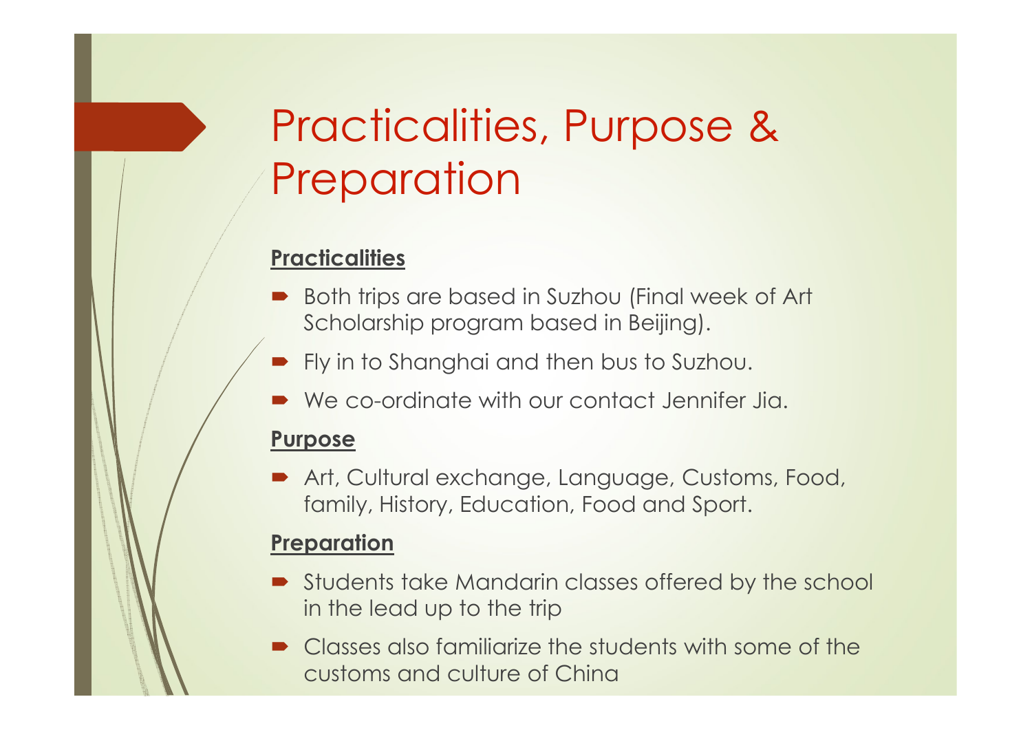# Practicalities, Purpose & Preparation

**Practicalities**

- Both trips are based in Suzhou (Final week of Art Scholarship program based in Beijing).
- Fly in to Shanghai and then bus to Suzhou.
- We co-ordinate with our contact Jennifer Jia.

**Purpose**

- Art, Cultural exchange, Language, Customs, Food, family, History, Education, Food and Sport.

**Preparation**

- Students take Mandarin classes offered by the school in the lead up to the trip
- Classes also familiarize the students with some of the customs and culture of China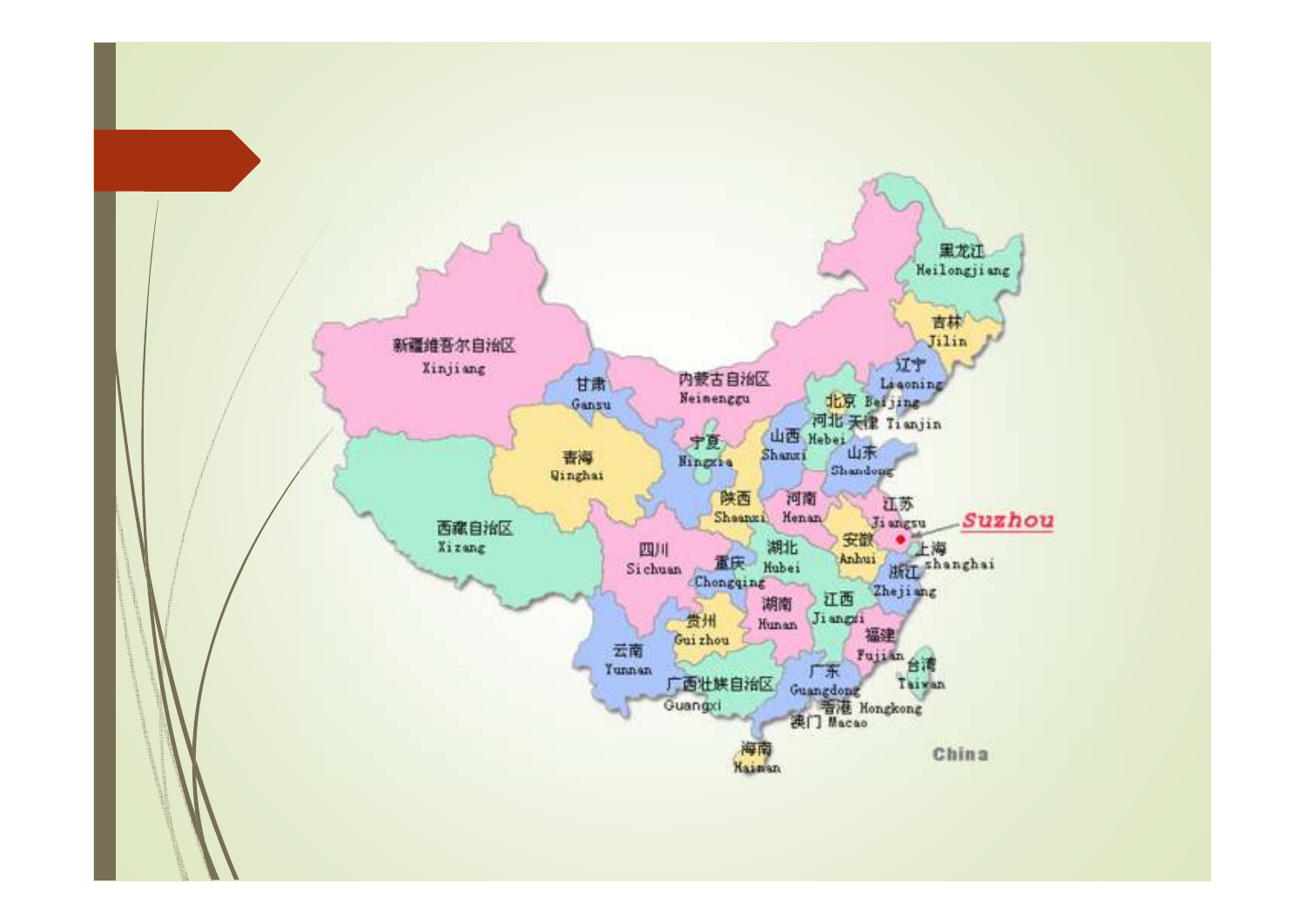新疆维吾尔自治区 Xinjiang

西藏自治区 Xizang

青海 Qinghai

甘肃 Gansu

内蒙古自治区 Neimenggu

宁夏 Ningxia

陕西 Shaanxi

山西 Shanxi

河北 Hebei

北京 Beijing

天津 Tianjin

山东 Shandong

河南 Henan

黑龙江 Heilongjiang

吉林 Jilin

辽宁 Liaoning

江苏 Jiangsu

安徽 Anhui

上海 shanghai

浙江 Zhejiang

湖北 Hubei

四川 Sichuan

重庆 Chongqing

湖南 Hunan

江西 Jiangxi

福建 Fujian

台湾 Taiwan

贵州 Guizhou

云南 Yunnan

广西壮族自治区 Guangxi

广东 Guangdong

香港 Hongkong

澳门 Macao

海南 Hainan

**Suzhou**

China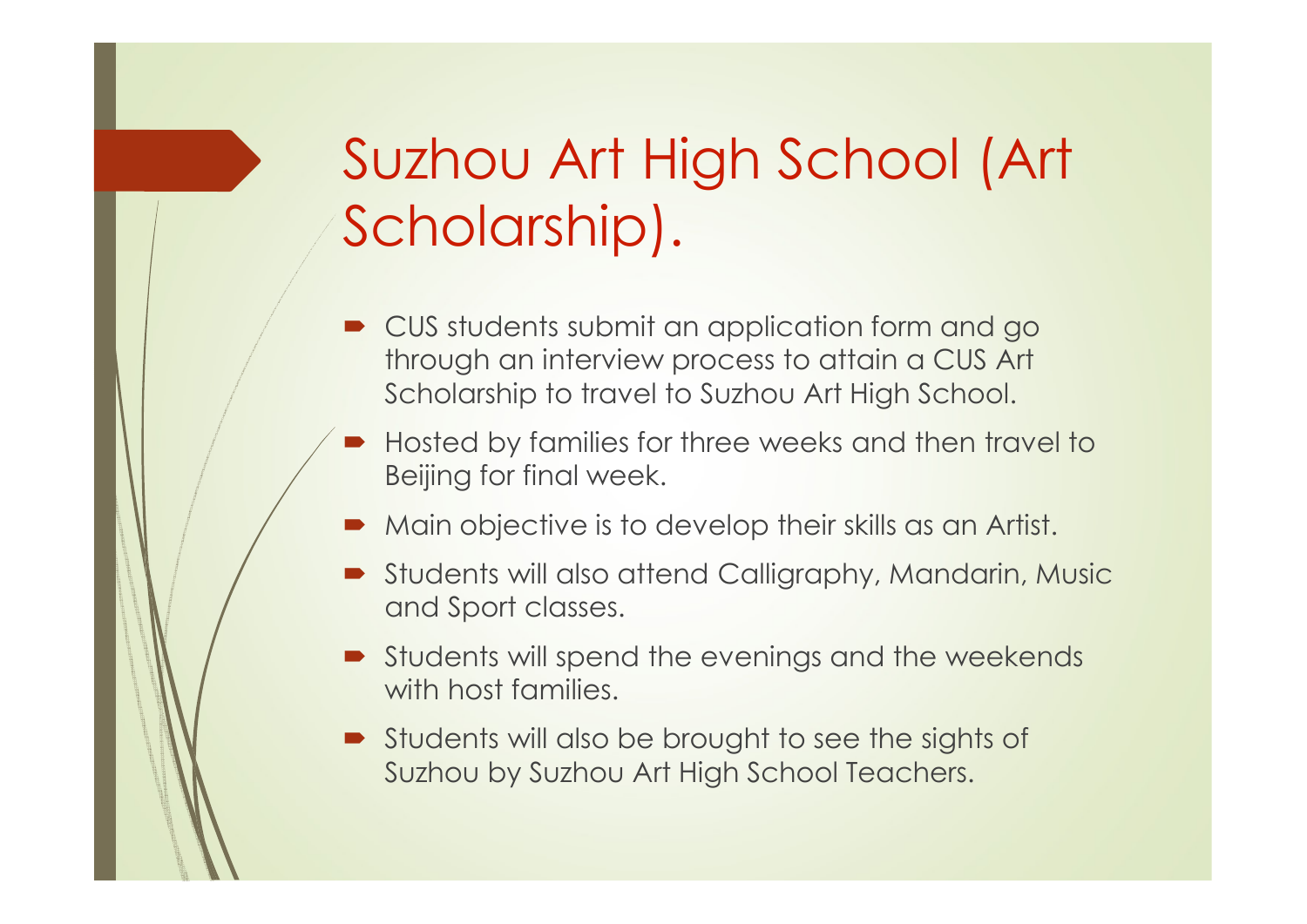# Suzhou Art High School (Art Scholarship).

- CUS students submit an application form and go through an interview process to attain a CUS Art Scholarship to travel to Suzhou Art High School.
- Hosted by families for three weeks and then travel to Beijing for final week.
- Main objective is to develop their skills as an Artist.
- Students will also attend Calligraphy, Mandarin, Music and Sport classes.
- Students will spend the evenings and the weekends with host families.
- Students will also be brought to see the sights of Suzhou by Suzhou Art High School Teachers.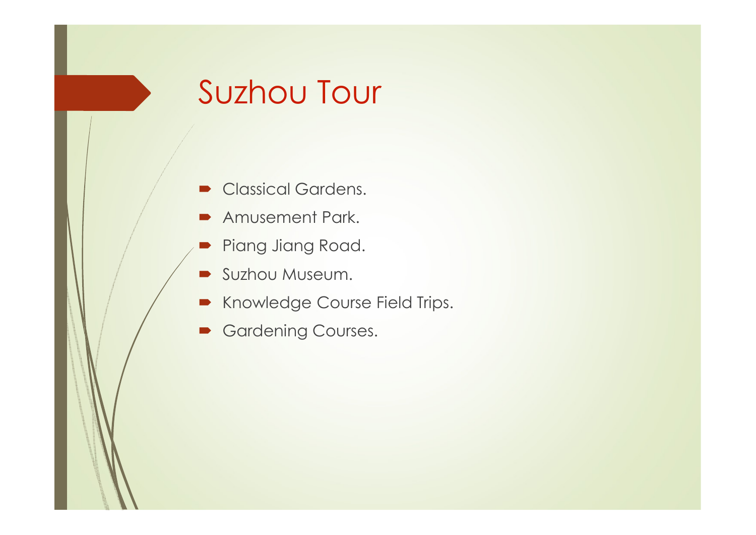# Suzhou Tour

- Classical Gardens.
- Amusement Park.
- Piang Jiang Road.
- Suzhou Museum.
- Knowledge Course Field Trips.
- Gardening Courses.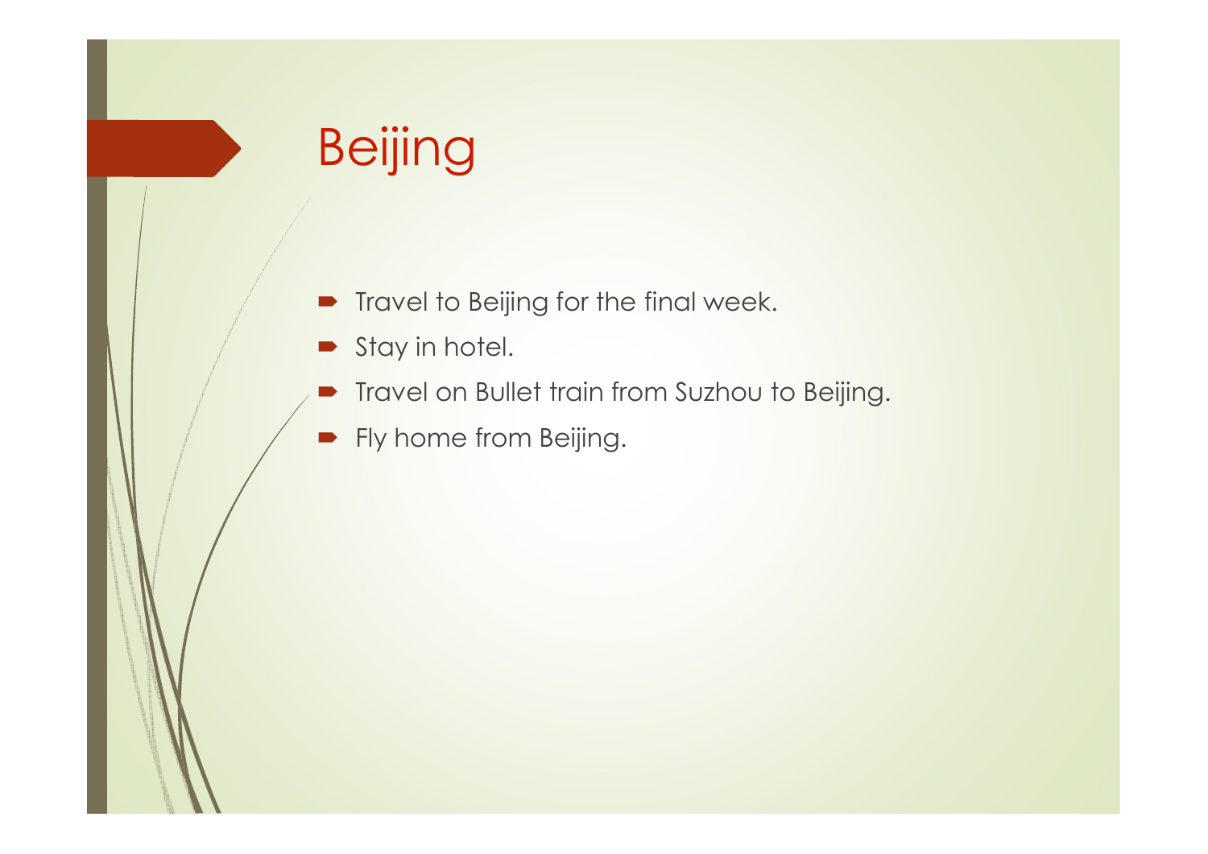# Beijing

- Travel to Beijing for the final week.
- Stay in hotel.
- Travel on Bullet train from Suzhou to Beijing.
- Fly home from Beijing.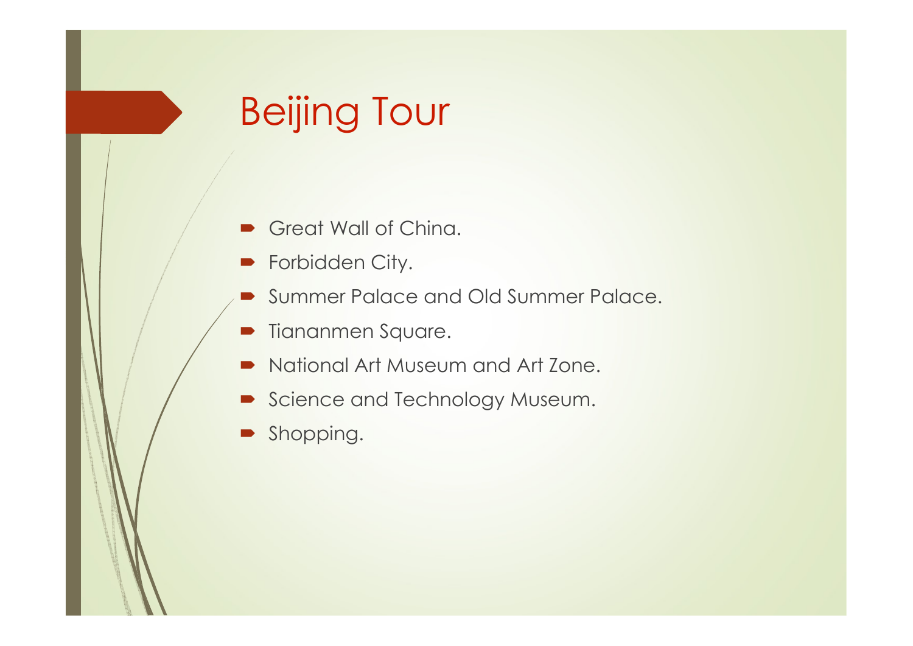# Beijing Tour

- Great Wall of China.
- Forbidden City.
- Summer Palace and Old Summer Palace.
- Tiananmen Square.
- National Art Museum and Art Zone.
- Science and Technology Museum.
- Shopping.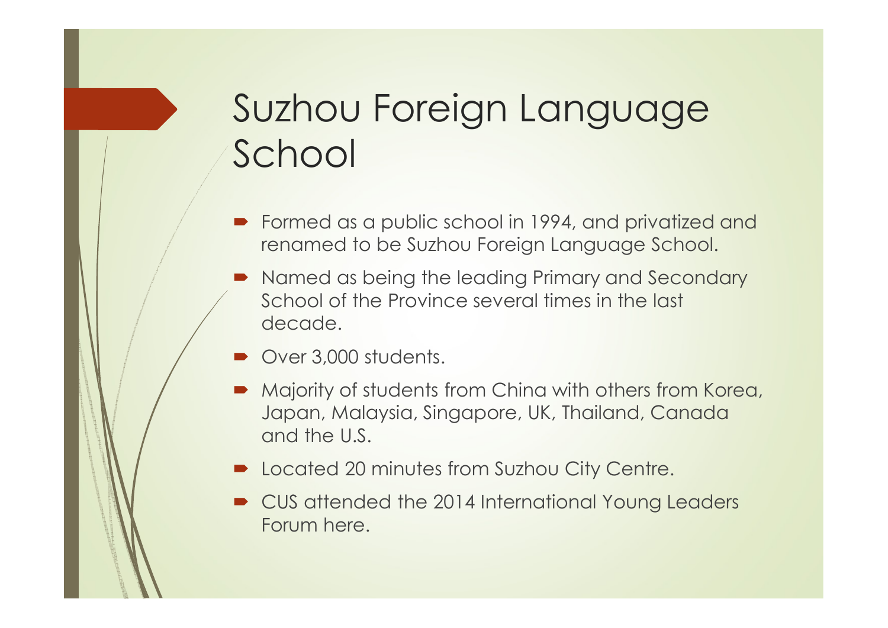# Suzhou Foreign Language School

- Formed as a public school in 1994, and privatized and renamed to be Suzhou Foreign Language School.
- Named as being the leading Primary and Secondary School of the Province several times in the last decade.
- Over 3,000 students.
- Majority of students from China with others from Korea, Japan, Malaysia, Singapore, UK, Thailand, Canada and the U.S.
- Located 20 minutes from Suzhou City Centre.
- CUS attended the 2014 International Young Leaders Forum here.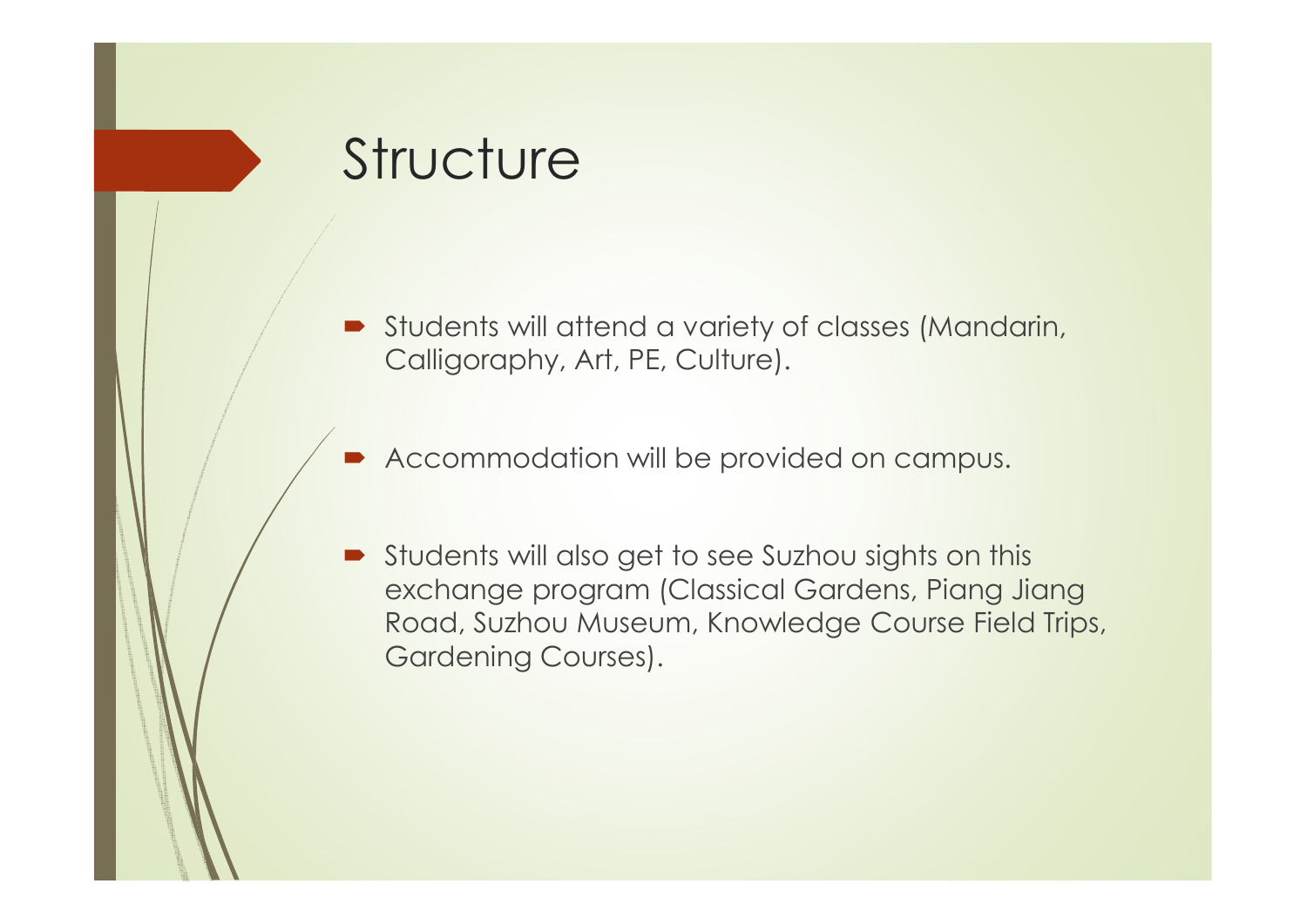# Structure

- Students will attend a variety of classes (Mandarin, Calligoraphy, Art, PE, Culture).
- Accommodation will be provided on campus.
- Students will also get to see Suzhou sights on this exchange program (Classical Gardens, Piang Jiang Road, Suzhou Museum, Knowledge Course Field Trips, Gardening Courses).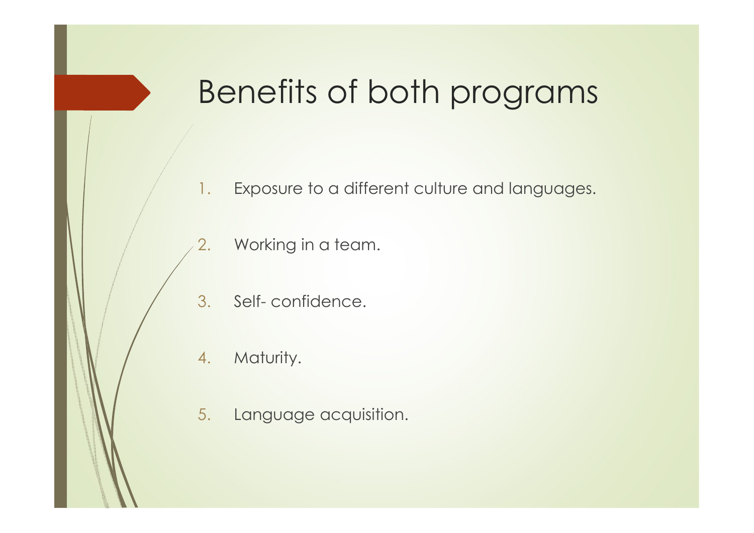# Benefits of both programs

1. Exposure to a different culture and languages.
2. Working in a team.
3. Self- confidence.
4. Maturity.
5. Language acquisition.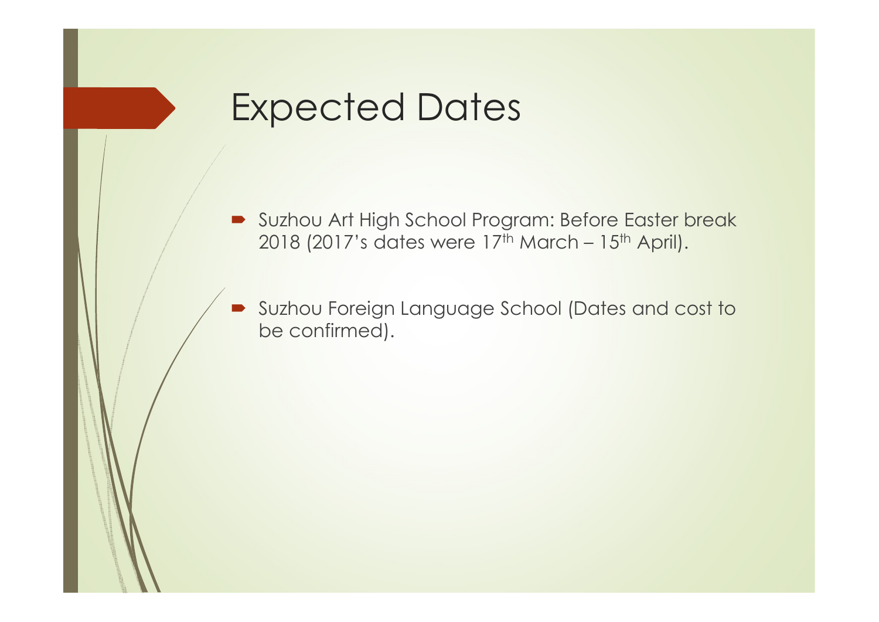# Expected Dates

- Suzhou Art High School Program: Before Easter break 2018 (2017's dates were 17th March – 15th April).
- Suzhou Foreign Language School (Dates and cost to be confirmed).